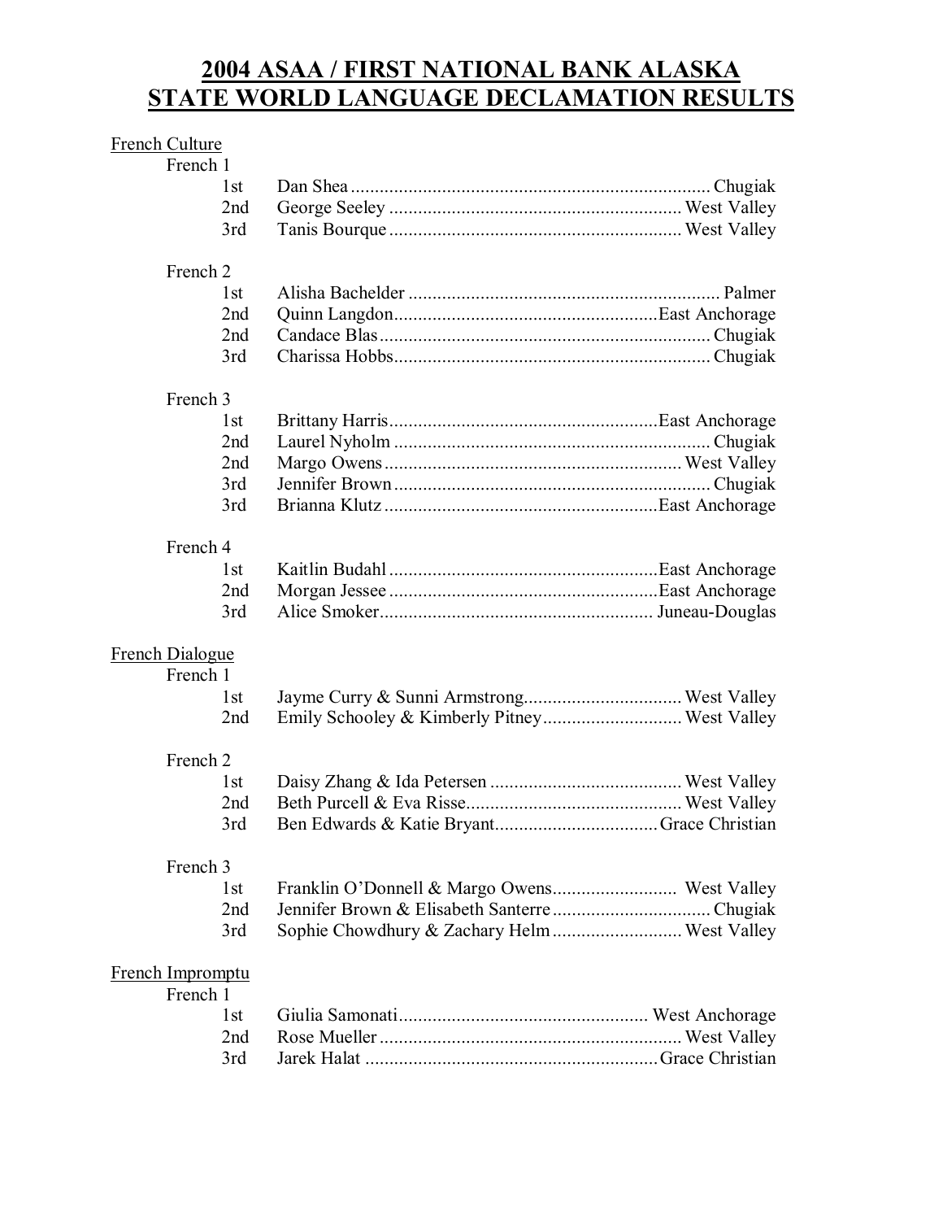# 2004 ASAA / FIRST NATIONAL BANK ALASKA
# STATE WORLD LANGUAGE DECLAMATION RESULTS

## French Culture

### French 1

| Place | Name | School |
|---|---|---|
| 1st | Dan Shea | Chugiak |
| 2nd | George Seeley | West Valley |
| 3rd | Tanis Bourque | West Valley |

### French 2

| Place | Name | School |
|---|---|---|
| 1st | Alisha Bachelder | Palmer |
| 2nd | Quinn Langdon | East Anchorage |
| 2nd | Candace Blas | Chugiak |
| 3rd | Charissa Hobbs | Chugiak |

### French 3

| Place | Name | School |
|---|---|---|
| 1st | Brittany Harris | East Anchorage |
| 2nd | Laurel Nyholm | Chugiak |
| 2nd | Margo Owens | West Valley |
| 3rd | Jennifer Brown | Chugiak |
| 3rd | Brianna Klutz | East Anchorage |

### French 4

| Place | Name | School |
|---|---|---|
| 1st | Kaitlin Budahl | East Anchorage |
| 2nd | Morgan Jessee | East Anchorage |
| 3rd | Alice Smoker | Juneau-Douglas |

## French Dialogue

### French 1

| Place | Name | School |
|---|---|---|
| 1st | Jayme Curry & Sunni Armstrong | West Valley |
| 2nd | Emily Schooley & Kimberly Pitney | West Valley |

### French 2

| Place | Name | School |
|---|---|---|
| 1st | Daisy Zhang & Ida Petersen | West Valley |
| 2nd | Beth Purcell & Eva Risse | West Valley |
| 3rd | Ben Edwards & Katie Bryant | Grace Christian |

### French 3

| Place | Name | School |
|---|---|---|
| 1st | Franklin O'Donnell & Margo Owens | West Valley |
| 2nd | Jennifer Brown & Elisabeth Santerre | Chugiak |
| 3rd | Sophie Chowdhury & Zachary Helm | West Valley |

## French Impromptu

### French 1

| Place | Name | School |
|---|---|---|
| 1st | Giulia Samonati | West Anchorage |
| 2nd | Rose Mueller | West Valley |
| 3rd | Jarek Halat | Grace Christian |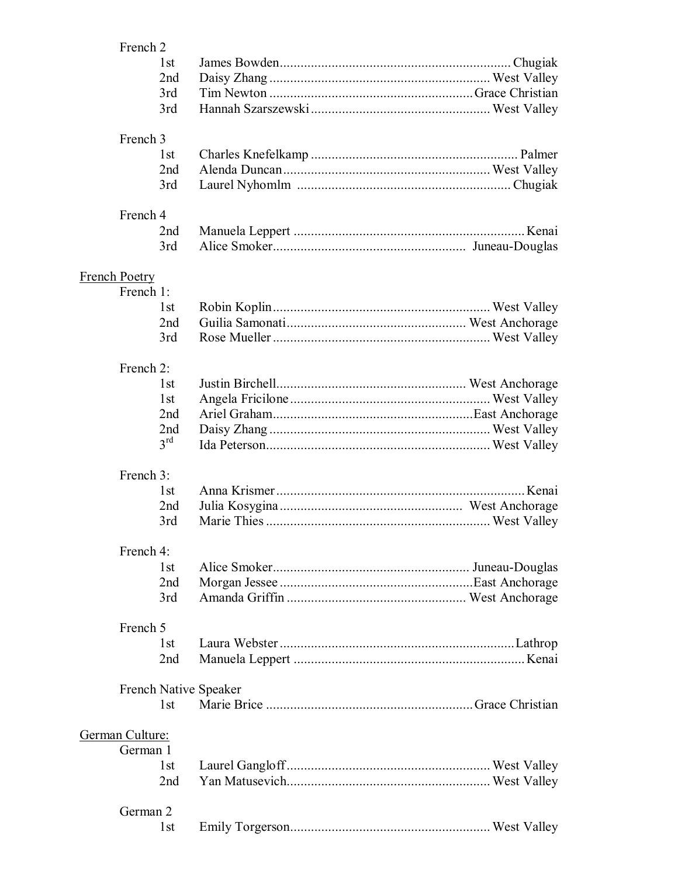French 2

| | | |
|---|---|---|
| 1st | James Bowden | Chugiak |
| 2nd | Daisy Zhang | West Valley |
| 3rd | Tim Newton | Grace Christian |
| 3rd | Hannah Szarszewski | West Valley |

French 3

| | | |
|---|---|---|
| 1st | Charles Knefelkamp | Palmer |
| 2nd | Alenda Duncan | West Valley |
| 3rd | Laurel Nyhomlm | Chugiak |

French 4

| | | |
|---|---|---|
| 2nd | Manuela Leppert | Kenai |
| 3rd | Alice Smoker | Juneau-Douglas |

<u>French Poetry</u>

French 1:

| | | |
|---|---|---|
| 1st | Robin Koplin | West Valley |
| 2nd | Guilia Samonati | West Anchorage |
| 3rd | Rose Mueller | West Valley |

French 2:

| | | |
|---|---|---|
| 1st | Justin Birchell | West Anchorage |
| 1st | Angela Fricilone | West Valley |
| 2nd | Ariel Graham | East Anchorage |
| 2nd | Daisy Zhang | West Valley |
| 3rd | Ida Peterson | West Valley |

French 3:

| | | |
|---|---|---|
| 1st | Anna Krismer | Kenai |
| 2nd | Julia Kosygina | West Anchorage |
| 3rd | Marie Thies | West Valley |

French 4:

| | | |
|---|---|---|
| 1st | Alice Smoker | Juneau-Douglas |
| 2nd | Morgan Jessee | East Anchorage |
| 3rd | Amanda Griffin | West Anchorage |

French 5

| | | |
|---|---|---|
| 1st | Laura Webster | Lathrop |
| 2nd | Manuela Leppert | Kenai |

French Native Speaker

| | | |
|---|---|---|
| 1st | Marie Brice | Grace Christian |

<u>German Culture:</u>

German 1

| | | |
|---|---|---|
| 1st | Laurel Gangloff | West Valley |
| 2nd | Yan Matusevich | West Valley |

German 2

| | | |
|---|---|---|
| 1st | Emily Torgerson | West Valley |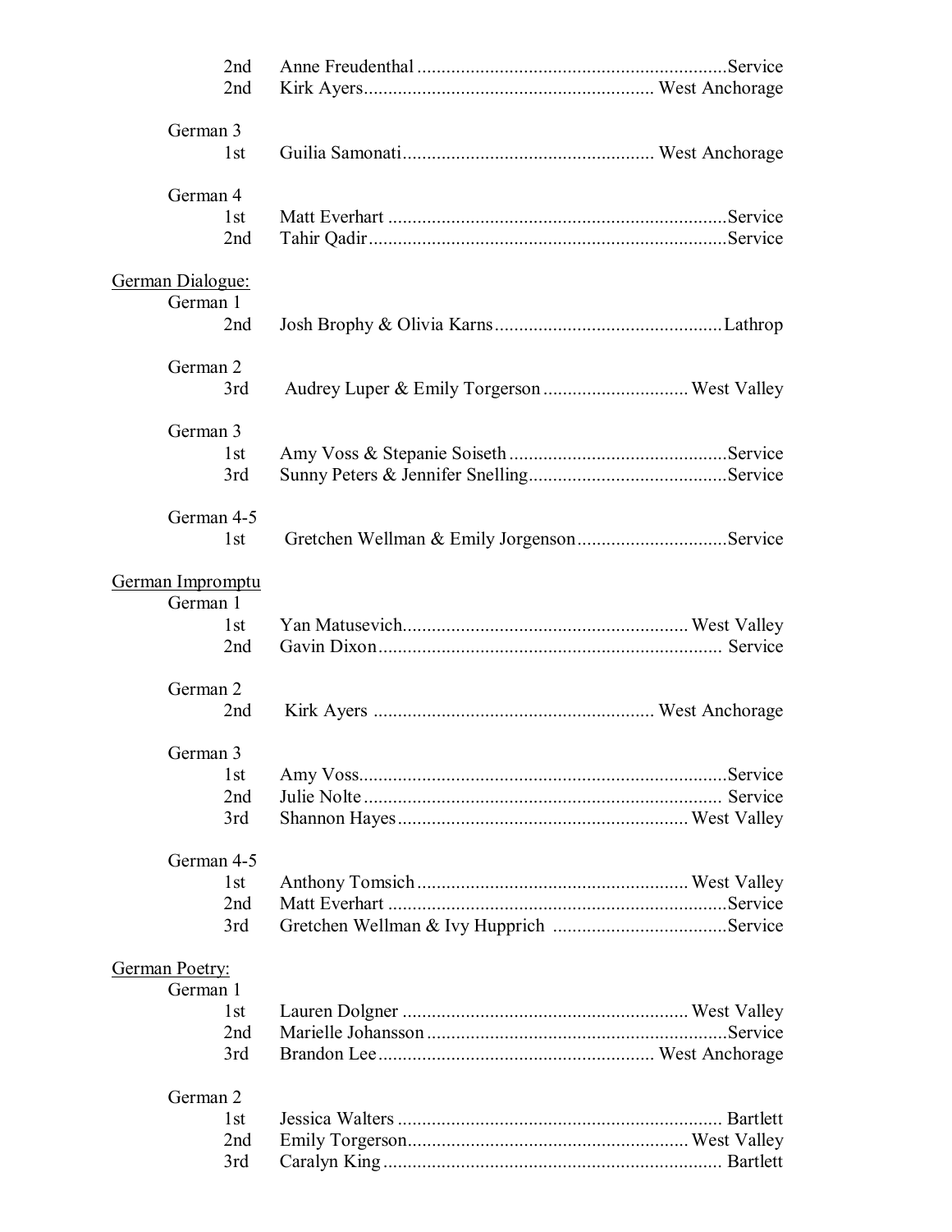2nd Anne Freudenthal ............................................................... Service
2nd Kirk Ayers ........................................................... West Anchorage

German 3
1st Guilia Samonati .................................................. West Anchorage

German 4
1st Matt Everhart ...................................................................... Service
2nd Tahir Qadir ........................................................................ Service

<u>German Dialogue:</u>

German 1
2nd Josh Brophy & Olivia Karns ............................................... Lathrop

German 2
3rd Audrey Luper & Emily Torgerson ............................. West Valley

German 3
1st Amy Voss & Stepanie Soiseth ............................................. Service
3rd Sunny Peters & Jennifer Snelling ......................................... Service

German 4-5
1st Gretchen Wellman & Emily Jorgenson ............................... Service

<u>German Impromptu</u>

German 1
1st Yan Matusevich ........................................................... West Valley
2nd Gavin Dixon ....................................................................... Service

German 2
2nd Kirk Ayers .......................................................... West Anchorage

German 3
1st Amy Voss ............................................................................ Service
2nd Julie Nolte .......................................................................... Service
3rd Shannon Hayes ........................................................... West Valley

German 4-5
1st Anthony Tomsich ........................................................ West Valley
2nd Matt Everhart ...................................................................... Service
3rd Gretchen Wellman & Ivy Hupprich .................................... Service

<u>German Poetry:</u>

German 1
1st Lauren Dolgner ........................................................... West Valley
2nd Marielle Johansson ............................................................. Service
3rd Brandon Lee ........................................................ West Anchorage

German 2
1st Jessica Walters ................................................................... Bartlett
2nd Emily Torgerson .......................................................... West Valley
3rd Caralyn King ..................................................................... Bartlett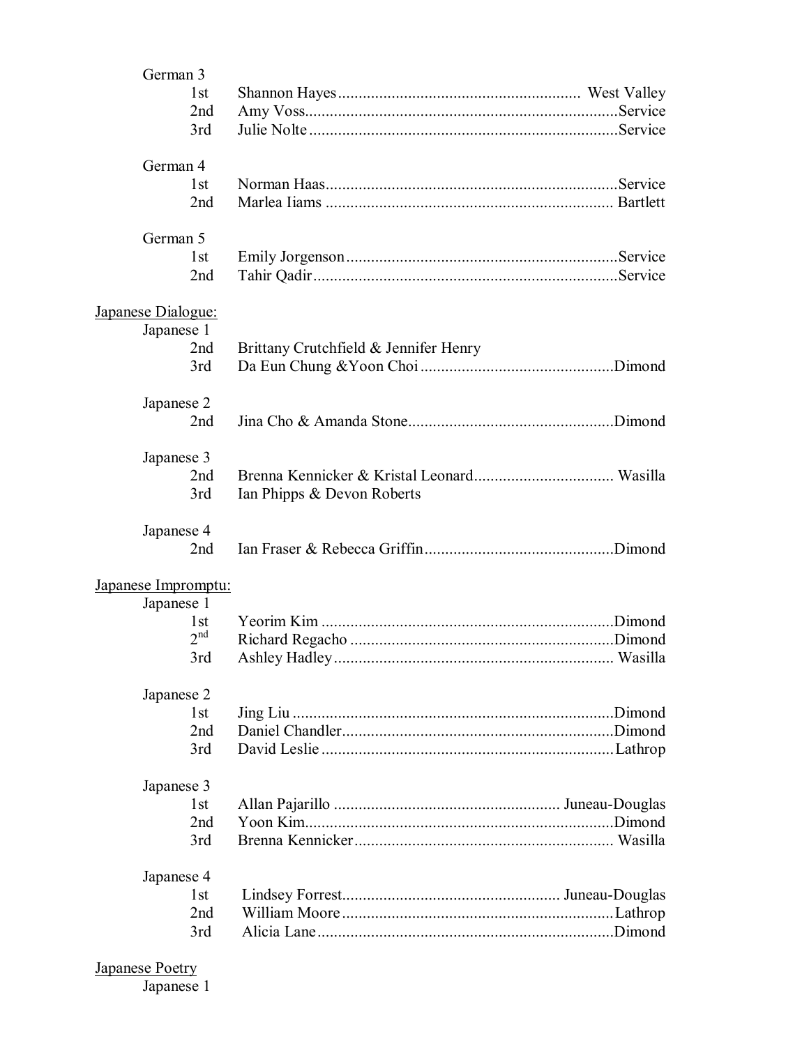German 3

- 1st Shannon Hayes .......................................................... West Valley
- 2nd Amy Voss............................................................................Service
- 3rd Julie Nolte ..........................................................................Service

German 4

- 1st Norman Haas......................................................................Service
- 2nd Marlea Iiams ..................................................................... Bartlett

German 5

- 1st Emily Jorgenson .................................................................Service
- 2nd Tahir Qadir.........................................................................Service

<u>Japanese Dialogue:</u>

Japanese 1

- 2nd Brittany Crutchfield & Jennifer Henry
- 3rd Da Eun Chung &Yoon Choi ..............................................Dimond

Japanese 2

- 2nd Jina Cho & Amanda Stone.................................................Dimond

Japanese 3

- 2nd Brenna Kennicker & Kristal Leonard................................. Wasilla
- 3rd Ian Phipps & Devon Roberts

Japanese 4

- 2nd Ian Fraser & Rebecca Griffin..............................................Dimond

<u>Japanese Impromptu:</u>

Japanese 1

- 1st Yeorim Kim ......................................................................Dimond
- 2nd Richard Regacho ...............................................................Dimond
- 3rd Ashley Hadley................................................................... Wasilla

Japanese 2

- 1st Jing Liu .............................................................................Dimond
- 2nd Daniel Chandler.................................................................Dimond
- 3rd David Leslie ......................................................................Lathrop

Japanese 3

- 1st Allan Pajarillo ...................................................... Juneau-Douglas
- 2nd Yoon Kim..........................................................................Dimond
- 3rd Brenna Kennicker.............................................................. Wasilla

Japanese 4

- 1st Lindsey Forrest.................................................... Juneau-Douglas
- 2nd William Moore .................................................................Lathrop
- 3rd Alicia Lane.......................................................................Dimond

<u>Japanese Poetry</u>

Japanese 1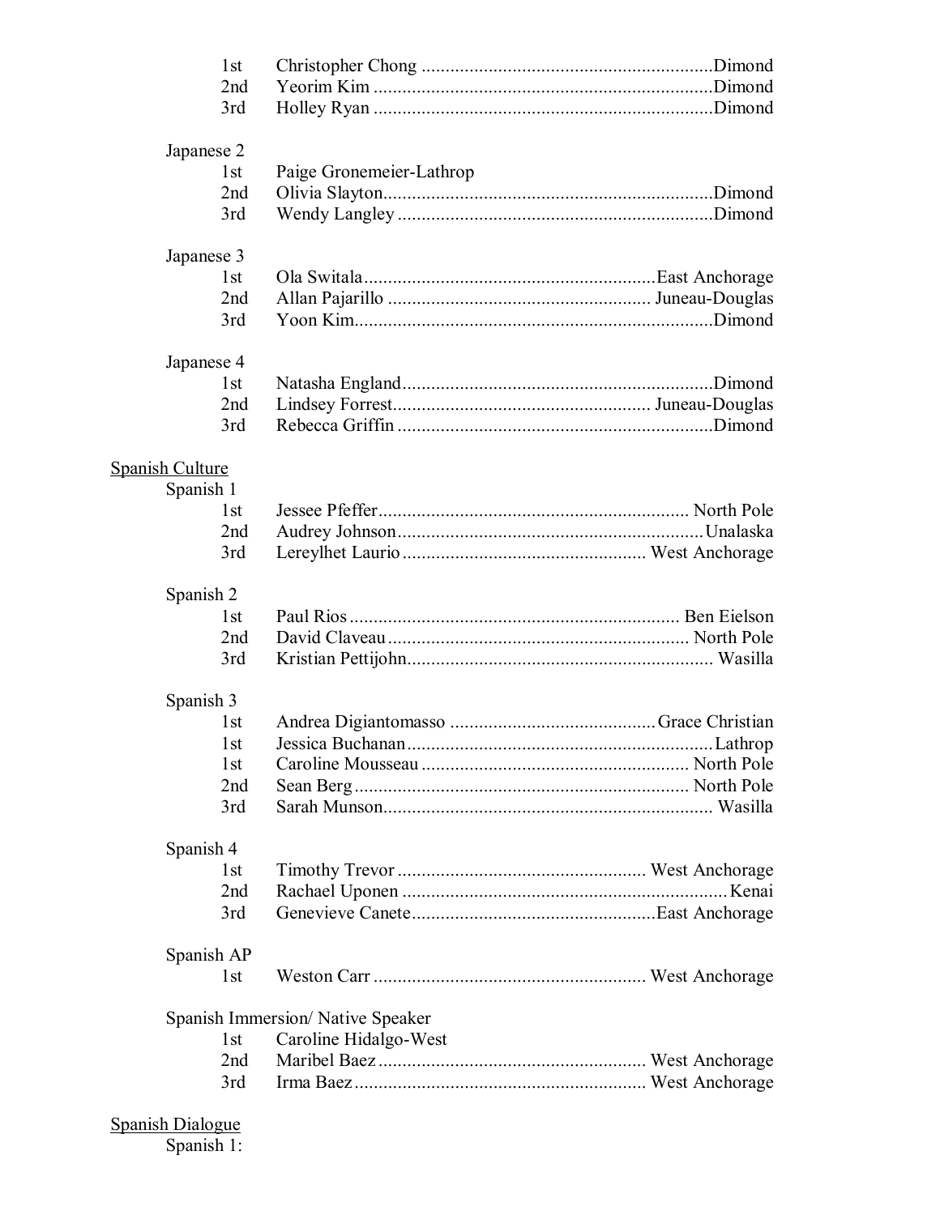1st Christopher Chong ............................................................Dimond
2nd Yeorim Kim ......................................................................Dimond
3rd Holley Ryan ......................................................................Dimond

Japanese 2
1st Paige Gronemeier-Lathrop
2nd Olivia Slayton....................................................................Dimond
3rd Wendy Langley .................................................................Dimond

Japanese 3
1st Ola Switala............................................................East Anchorage
2nd Allan Pajarillo ...................................................... Juneau-Douglas
3rd Yoon Kim..........................................................................Dimond

Japanese 4
1st Natasha England................................................................Dimond
2nd Lindsey Forrest..................................................... Juneau-Douglas
3rd Rebecca Griffin .................................................................Dimond

<u>Spanish Culture</u>

Spanish 1
1st Jessee Pfeffer................................................................ North Pole
2nd Audrey Johnson................................................................Unalaska
3rd Lereylhet Laurio .................................................. West Anchorage

Spanish 2
1st Paul Rios .................................................................... Ben Eielson
2nd David Claveau............................................................... North Pole
3rd Kristian Pettijohn............................................................... Wasilla

Spanish 3
1st Andrea Digiantomasso ...........................................Grace Christian
1st Jessica Buchanan................................................................Lathrop
1st Caroline Mousseau ....................................................... North Pole
2nd Sean Berg...................................................................... North Pole
3rd Sarah Munson.................................................................... Wasilla

Spanish 4
1st Timothy Trevor ................................................... West Anchorage
2nd Rachael Uponen ....................................................................Kenai
3rd Genevieve Canete..................................................East Anchorage

Spanish AP
1st Weston Carr ........................................................ West Anchorage

Spanish Immersion/ Native Speaker
1st Caroline Hidalgo-West
2nd Maribel Baez ....................................................... West Anchorage
3rd Irma Baez ............................................................ West Anchorage

<u>Spanish Dialogue</u>

Spanish 1: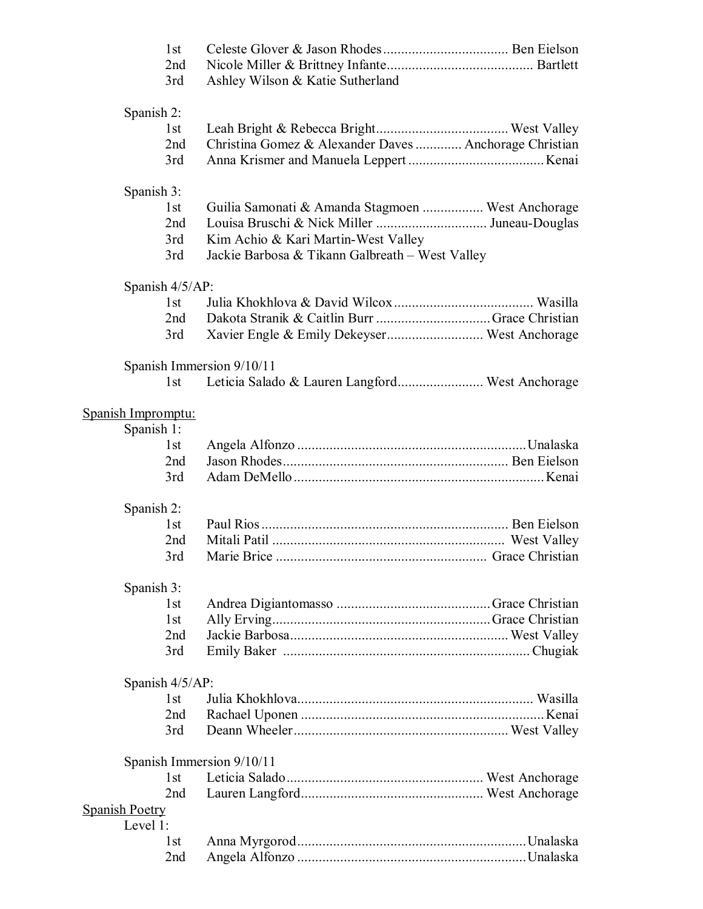1st Celeste Glover & Jason Rhodes .................................. Ben Eielson
2nd Nicole Miller & Brittney Infante ........................................ Bartlett
3rd Ashley Wilson & Katie Sutherland

Spanish 2:

1st Leah Bright & Rebecca Bright .................................... West Valley
2nd Christina Gomez & Alexander Daves ............ Anchorage Christian
3rd Anna Krismer and Manuela Leppert ..................................... Kenai

Spanish 3:

1st Guilia Samonati & Amanda Stagmoen ................ West Anchorage
2nd Louisa Bruschi & Nick Miller .............................. Juneau-Douglas
3rd Kim Achio & Kari Martin-West Valley
3rd Jackie Barbosa & Tikann Galbreath – West Valley

Spanish 4/5/AP:

1st Julia Khokhlova & David Wilcox ...................................... Wasilla
2nd Dakota Stranik & Caitlin Burr ............................... Grace Christian
3rd Xavier Engle & Emily Dekeyser .......................... West Anchorage

Spanish Immersion 9/10/11

1st Leticia Salado & Lauren Langford ....................... West Anchorage

<u>Spanish Impromptu:</u>

Spanish 1:

1st Angela Alfonzo ............................................................... Unalaska
2nd Jason Rhodes .............................................................. Ben Eielson
3rd Adam DeMello ..................................................................... Kenai

Spanish 2:

1st Paul Rios .................................................................... Ben Eielson
2nd Mitali Patil ................................................................ West Valley
3rd Marie Brice .......................................................... Grace Christian

Spanish 3:

1st Andrea Digiantomasso .......................................... Grace Christian
1st Ally Erving ............................................................ Grace Christian
2nd Jackie Barbosa ............................................................ West Valley
3rd Emily Baker .................................................................... Chugiak

Spanish 4/5/AP:

1st Julia Khokhlova ................................................................ Wasilla
2nd Rachael Uponen .................................................................. Kenai
3rd Deann Wheeler ........................................................... West Valley

Spanish Immersion 9/10/11

1st Leticia Salado ....................................................... West Anchorage
2nd Lauren Langford .................................................. West Anchorage

<u>Spanish Poetry</u>

Level 1:

1st Anna Myrgorod ............................................................... Unalaska
2nd Angela Alfonzo ............................................................... Unalaska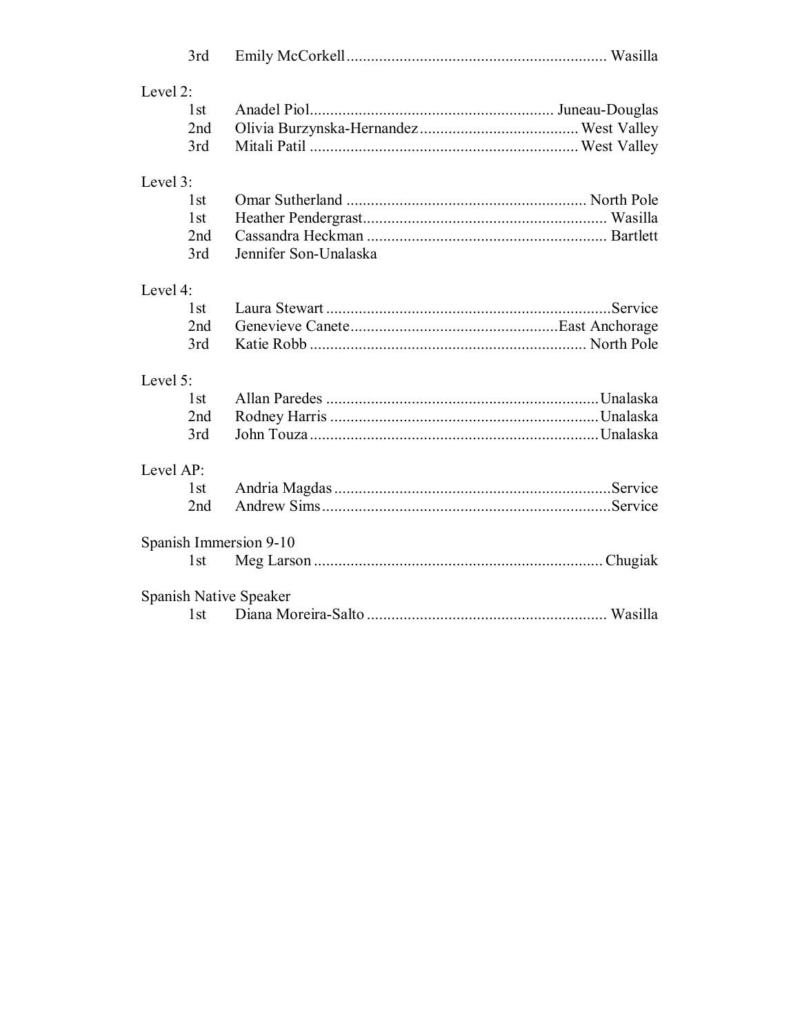3rd Emily McCorkell............................................................... Wasilla

Level 2:

1st Anadel Piol........................................................... Juneau-Douglas
2nd Olivia Burzynska-Hernandez....................................... West Valley
3rd Mitali Patil ................................................................. West Valley

Level 3:

1st Omar Sutherland .......................................................... North Pole
1st Heather Pendergrast........................................................... Wasilla
2nd Cassandra Heckman .......................................................... Bartlett
3rd Jennifer Son-Unalaska

Level 4:

1st Laura Stewart ......................................................................Service
2nd Genevieve Canete..................................................East Anchorage
3rd Katie Robb ................................................................... North Pole

Level 5:

1st Allan Paredes ..................................................................Unalaska
2nd Rodney Harris .................................................................Unalaska
3rd John Touza ......................................................................Unalaska

Level AP:

1st Andria Magdas ....................................................................Service
2nd Andrew Sims......................................................................Service

Spanish Immersion 9-10

1st Meg Larson ...................................................................... Chugiak

Spanish Native Speaker

1st Diana Moreira-Salto .......................................................... Wasilla